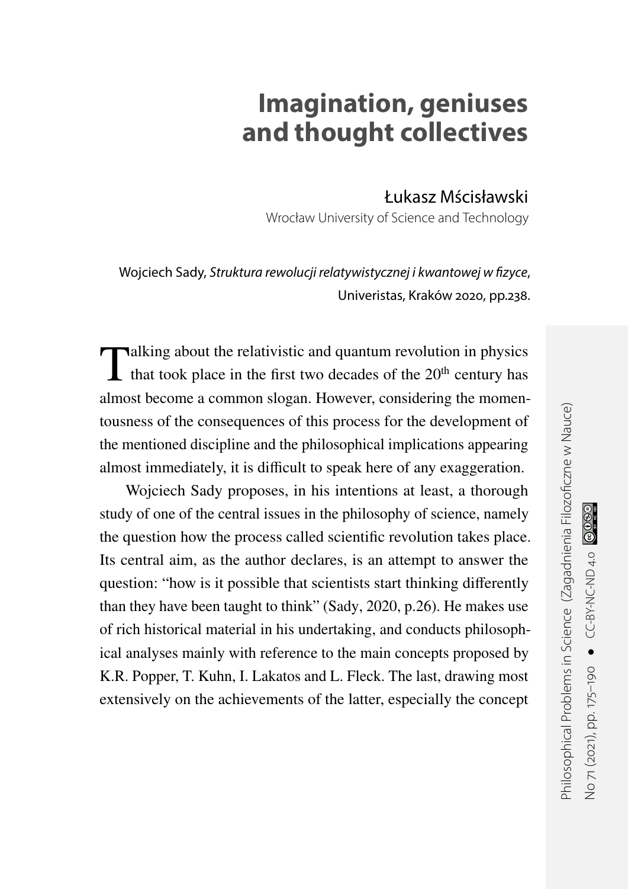# Imagination, geniuses and thought collectives

Łukasz Mścisławski

Wrocław University of Science and Technology

Wojciech Sady, *Struktura rewolucji relatywistycznej i kwantowej w fizyce*, Univeristas, Kraków 2020, pp.238.

Talking about the relativistic and quantum revolution in physics that took place in the first two decades of the 20th century has almost become a common slogan. However, considering the momentousness of the consequences of this process for the development of the mentioned discipline and the philosophical implications appearing almost immediately, it is difficult to speak here of any exaggeration.

Wojciech Sady proposes, in his intentions at least, a thorough study of one of the central issues in the philosophy of science, namely the question how the process called scientific revolution takes place. Its central aim, as the author declares, is an attempt to answer the question: "how is it possible that scientists start thinking differently than they have been taught to think" (Sady, 2020, p.26). He makes use of rich historical material in his undertaking, and conducts philosophical analyses mainly with reference to the main concepts proposed by K.R. Popper, T. Kuhn, I. Lakatos and L. Fleck. The last, drawing most extensively on the achievements of the latter, especially the concept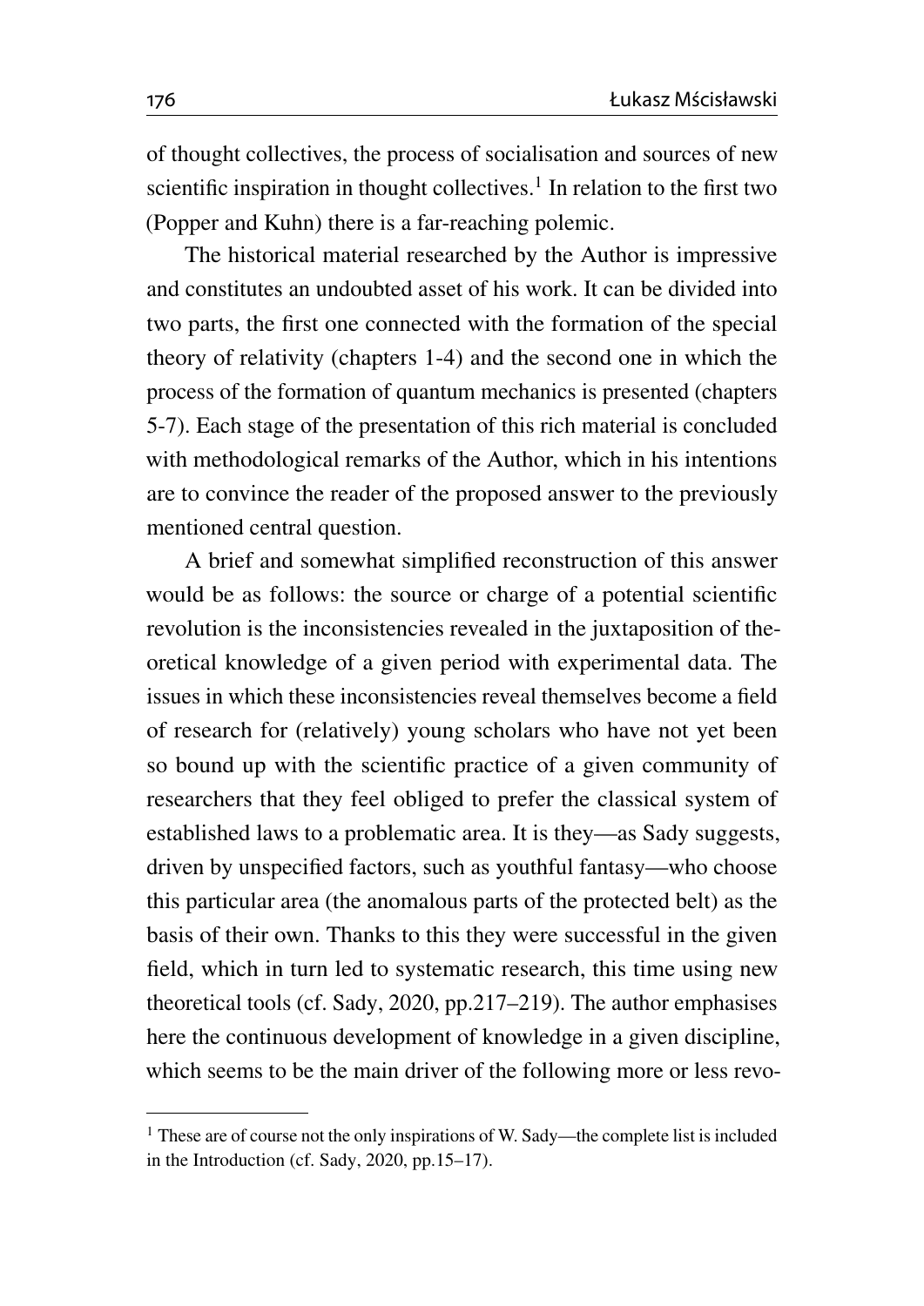of thought collectives, the process of socialisation and sources of new scientific inspiration in thought collectives.[1] In relation to the first two (Popper and Kuhn) there is a far-reaching polemic.

The historical material researched by the Author is impressive and constitutes an undoubted asset of his work. It can be divided into two parts, the first one connected with the formation of the special theory of relativity (chapters 1-4) and the second one in which the process of the formation of quantum mechanics is presented (chapters 5-7). Each stage of the presentation of this rich material is concluded with methodological remarks of the Author, which in his intentions are to convince the reader of the proposed answer to the previously mentioned central question.

A brief and somewhat simplified reconstruction of this answer would be as follows: the source or charge of a potential scientific revolution is the inconsistencies revealed in the juxtaposition of theoretical knowledge of a given period with experimental data. The issues in which these inconsistencies reveal themselves become a field of research for (relatively) young scholars who have not yet been so bound up with the scientific practice of a given community of researchers that they feel obliged to prefer the classical system of established laws to a problematic area. It is they—as Sady suggests, driven by unspecified factors, such as youthful fantasy—who choose this particular area (the anomalous parts of the protected belt) as the basis of their own. Thanks to this they were successful in the given field, which in turn led to systematic research, this time using new theoretical tools (cf. Sady, 2020, pp.217–219). The author emphasises here the continuous development of knowledge in a given discipline, which seems to be the main driver of the following more or less revo-

[1] These are of course not the only inspirations of W. Sady—the complete list is included in the Introduction (cf. Sady, 2020, pp.15–17).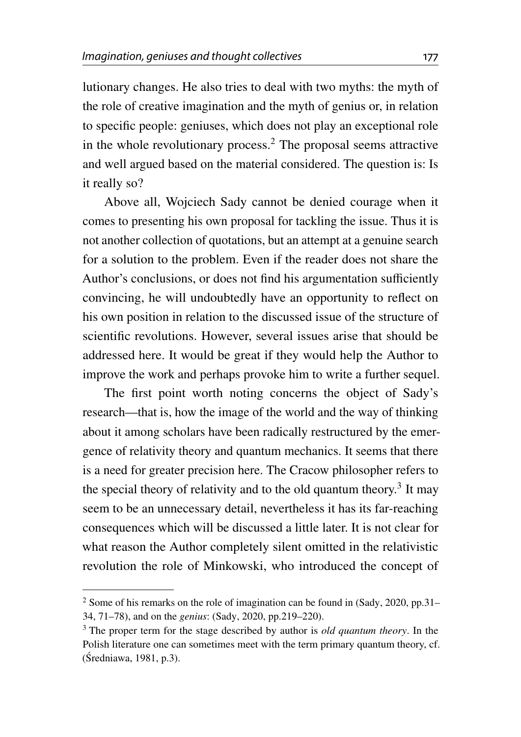lutionary changes. He also tries to deal with two myths: the myth of the role of creative imagination and the myth of genius or, in relation to specific people: geniuses, which does not play an exceptional role in the whole revolutionary process.[2] The proposal seems attractive and well argued based on the material considered. The question is: Is it really so?

Above all, Wojciech Sady cannot be denied courage when it comes to presenting his own proposal for tackling the issue. Thus it is not another collection of quotations, but an attempt at a genuine search for a solution to the problem. Even if the reader does not share the Author's conclusions, or does not find his argumentation sufficiently convincing, he will undoubtedly have an opportunity to reflect on his own position in relation to the discussed issue of the structure of scientific revolutions. However, several issues arise that should be addressed here. It would be great if they would help the Author to improve the work and perhaps provoke him to write a further sequel.

The first point worth noting concerns the object of Sady's research—that is, how the image of the world and the way of thinking about it among scholars have been radically restructured by the emergence of relativity theory and quantum mechanics. It seems that there is a need for greater precision here. The Cracow philosopher refers to the special theory of relativity and to the old quantum theory.[3] It may seem to be an unnecessary detail, nevertheless it has its far-reaching consequences which will be discussed a little later. It is not clear for what reason the Author completely silent omitted in the relativistic revolution the role of Minkowski, who introduced the concept of

---

[2] Some of his remarks on the role of imagination can be found in (Sady, 2020, pp.31–34, 71–78), and on the *genius*: (Sady, 2020, pp.219–220).

[3] The proper term for the stage described by author is *old quantum theory*. In the Polish literature one can sometimes meet with the term primary quantum theory, cf. (Średniawa, 1981, p.3).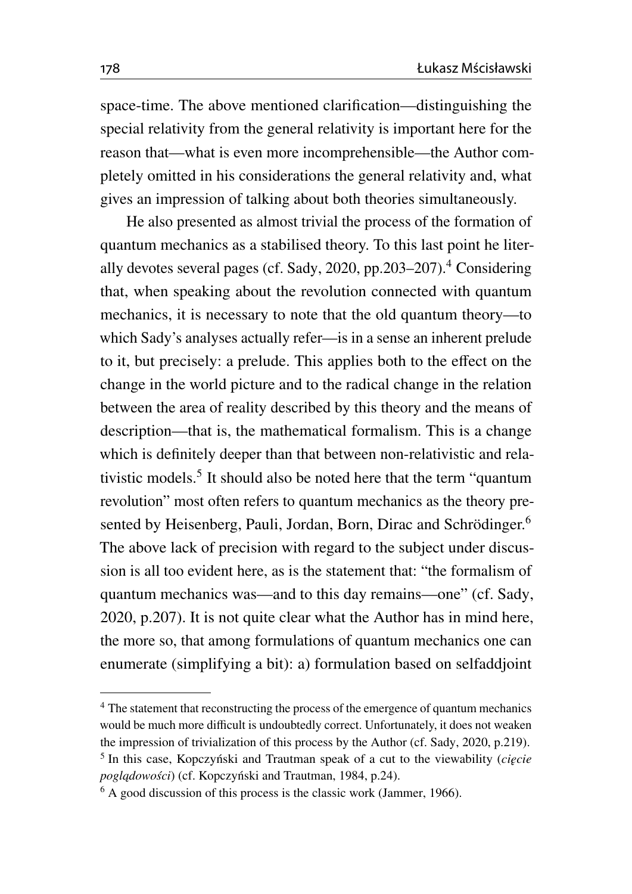space-time. The above mentioned clarification—distinguishing the special relativity from the general relativity is important here for the reason that—what is even more incomprehensible—the Author completely omitted in his considerations the general relativity and, what gives an impression of talking about both theories simultaneously.

He also presented as almost trivial the process of the formation of quantum mechanics as a stabilised theory. To this last point he literally devotes several pages (cf. Sady, 2020, pp.203–207).[4] Considering that, when speaking about the revolution connected with quantum mechanics, it is necessary to note that the old quantum theory—to which Sady's analyses actually refer—is in a sense an inherent prelude to it, but precisely: a prelude. This applies both to the effect on the change in the world picture and to the radical change in the relation between the area of reality described by this theory and the means of description—that is, the mathematical formalism. This is a change which is definitely deeper than that between non-relativistic and relativistic models.[5] It should also be noted here that the term "quantum revolution" most often refers to quantum mechanics as the theory presented by Heisenberg, Pauli, Jordan, Born, Dirac and Schrödinger.[6] The above lack of precision with regard to the subject under discussion is all too evident here, as is the statement that: "the formalism of quantum mechanics was—and to this day remains—one" (cf. Sady, 2020, p.207). It is not quite clear what the Author has in mind here, the more so, that among formulations of quantum mechanics one can enumerate (simplifying a bit): a) formulation based on selfaddjoint

---

[4] The statement that reconstructing the process of the emergence of quantum mechanics would be much more difficult is undoubtedly correct. Unfortunately, it does not weaken the impression of trivialization of this process by the Author (cf. Sady, 2020, p.219).

[5] In this case, Kopczyński and Trautman speak of a cut to the viewability (*cięcie poglądowości*) (cf. Kopczyński and Trautman, 1984, p.24).

[6] A good discussion of this process is the classic work (Jammer, 1966).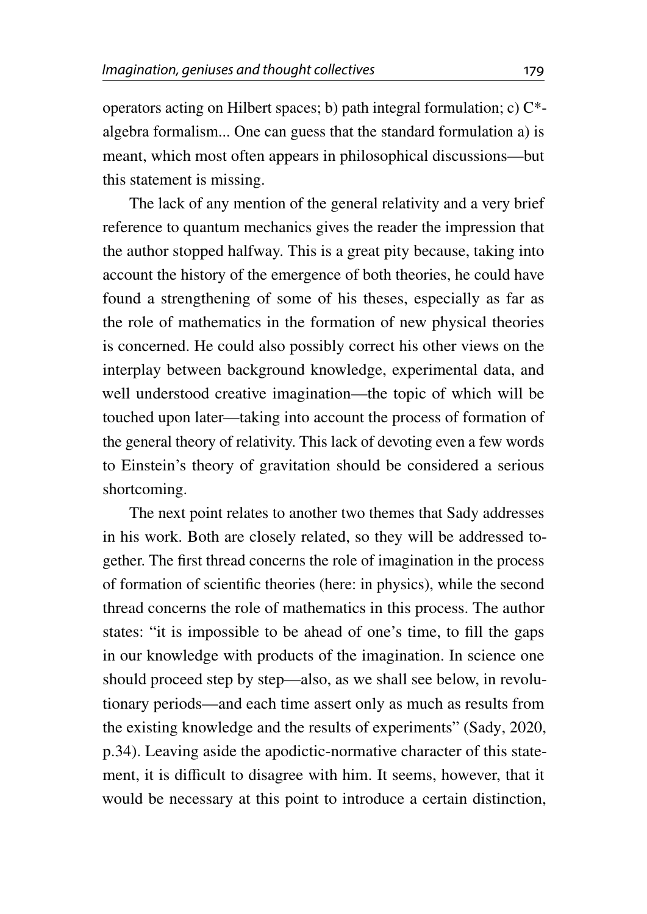operators acting on Hilbert spaces; b) path integral formulation; c) C*-algebra formalism... One can guess that the standard formulation a) is meant, which most often appears in philosophical discussions—but this statement is missing.

The lack of any mention of the general relativity and a very brief reference to quantum mechanics gives the reader the impression that the author stopped halfway. This is a great pity because, taking into account the history of the emergence of both theories, he could have found a strengthening of some of his theses, especially as far as the role of mathematics in the formation of new physical theories is concerned. He could also possibly correct his other views on the interplay between background knowledge, experimental data, and well understood creative imagination—the topic of which will be touched upon later—taking into account the process of formation of the general theory of relativity. This lack of devoting even a few words to Einstein's theory of gravitation should be considered a serious shortcoming.

The next point relates to another two themes that Sady addresses in his work. Both are closely related, so they will be addressed together. The first thread concerns the role of imagination in the process of formation of scientific theories (here: in physics), while the second thread concerns the role of mathematics in this process. The author states: "it is impossible to be ahead of one's time, to fill the gaps in our knowledge with products of the imagination. In science one should proceed step by step—also, as we shall see below, in revolutionary periods—and each time assert only as much as results from the existing knowledge and the results of experiments" (Sady, 2020, p.34). Leaving aside the apodictic-normative character of this statement, it is difficult to disagree with him. It seems, however, that it would be necessary at this point to introduce a certain distinction,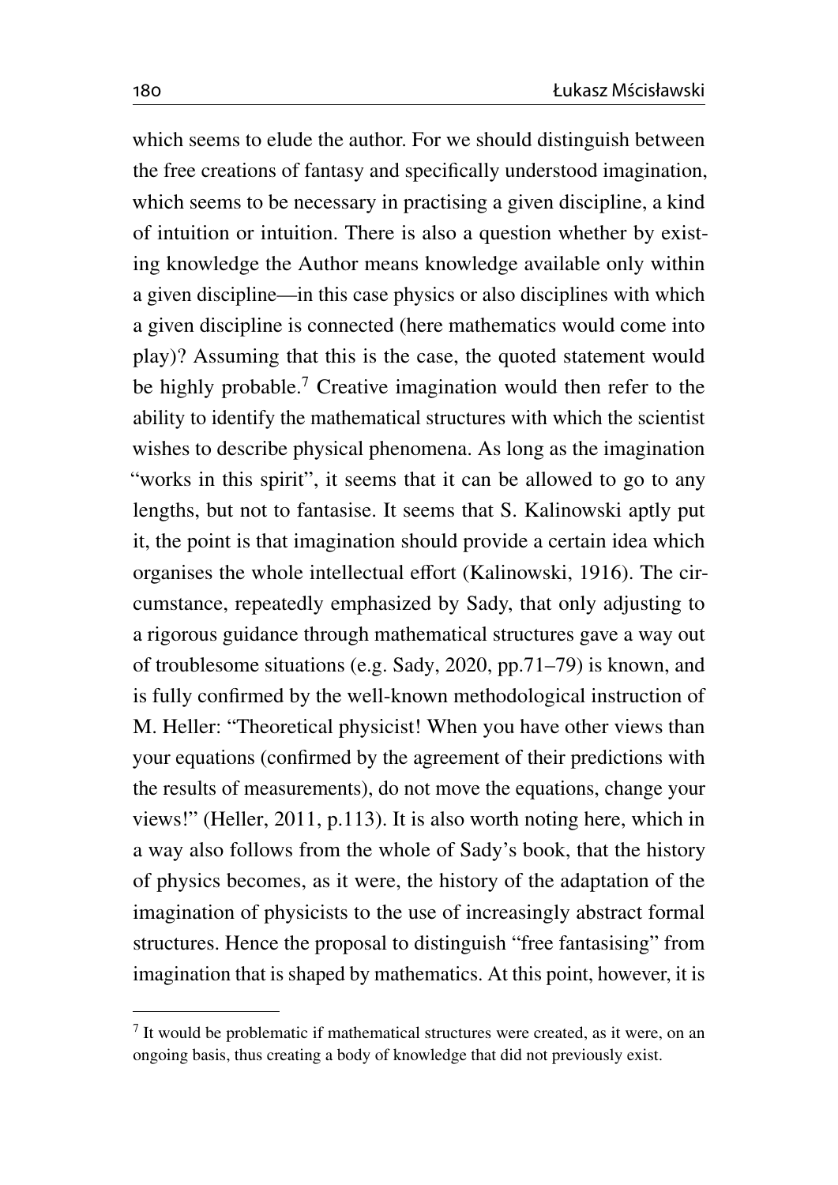which seems to elude the author. For we should distinguish between the free creations of fantasy and specifically understood imagination, which seems to be necessary in practising a given discipline, a kind of intuition or intuition. There is also a question whether by existing knowledge the Author means knowledge available only within a given discipline—in this case physics or also disciplines with which a given discipline is connected (here mathematics would come into play)? Assuming that this is the case, the quoted statement would be highly probable.[7] Creative imagination would then refer to the ability to identify the mathematical structures with which the scientist wishes to describe physical phenomena. As long as the imagination "works in this spirit", it seems that it can be allowed to go to any lengths, but not to fantasise. It seems that S. Kalinowski aptly put it, the point is that imagination should provide a certain idea which organises the whole intellectual effort (Kalinowski, 1916). The circumstance, repeatedly emphasized by Sady, that only adjusting to a rigorous guidance through mathematical structures gave a way out of troublesome situations (e.g. Sady, 2020, pp.71–79) is known, and is fully confirmed by the well-known methodological instruction of M. Heller: "Theoretical physicist! When you have other views than your equations (confirmed by the agreement of their predictions with the results of measurements), do not move the equations, change your views!" (Heller, 2011, p.113). It is also worth noting here, which in a way also follows from the whole of Sady's book, that the history of physics becomes, as it were, the history of the adaptation of the imagination of physicists to the use of increasingly abstract formal structures. Hence the proposal to distinguish "free fantasising" from imagination that is shaped by mathematics. At this point, however, it is

---

[7] It would be problematic if mathematical structures were created, as it were, on an ongoing basis, thus creating a body of knowledge that did not previously exist.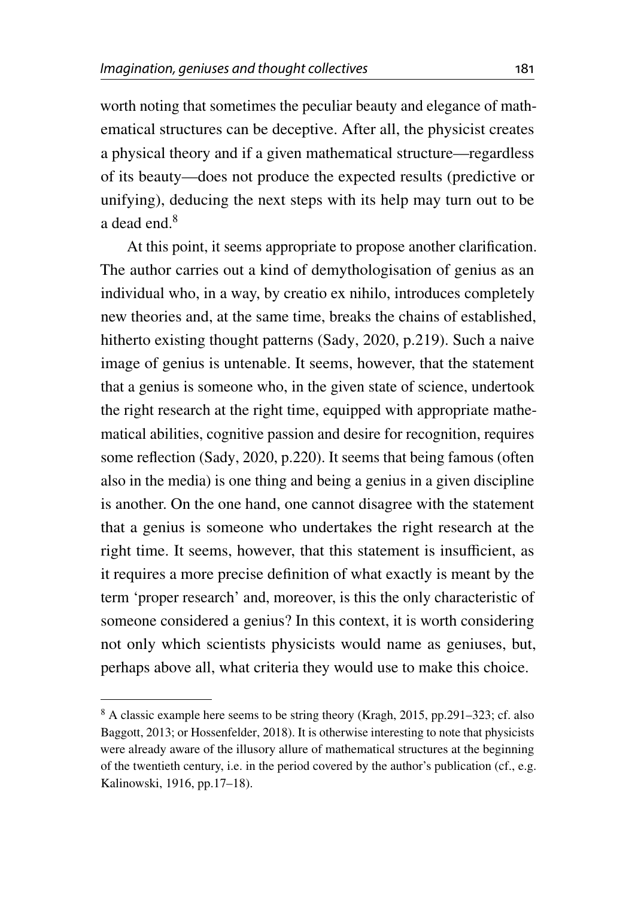worth noting that sometimes the peculiar beauty and elegance of mathematical structures can be deceptive. After all, the physicist creates a physical theory and if a given mathematical structure—regardless of its beauty—does not produce the expected results (predictive or unifying), deducing the next steps with its help may turn out to be a dead end.[8]

At this point, it seems appropriate to propose another clarification. The author carries out a kind of demythologisation of genius as an individual who, in a way, by creatio ex nihilo, introduces completely new theories and, at the same time, breaks the chains of established, hitherto existing thought patterns (Sady, 2020, p.219). Such a naive image of genius is untenable. It seems, however, that the statement that a genius is someone who, in the given state of science, undertook the right research at the right time, equipped with appropriate mathematical abilities, cognitive passion and desire for recognition, requires some reflection (Sady, 2020, p.220). It seems that being famous (often also in the media) is one thing and being a genius in a given discipline is another. On the one hand, one cannot disagree with the statement that a genius is someone who undertakes the right research at the right time. It seems, however, that this statement is insufficient, as it requires a more precise definition of what exactly is meant by the term 'proper research' and, moreover, is this the only characteristic of someone considered a genius? In this context, it is worth considering not only which scientists physicists would name as geniuses, but, perhaps above all, what criteria they would use to make this choice.

---

[8] A classic example here seems to be string theory (Kragh, 2015, pp.291–323; cf. also Baggott, 2013; or Hossenfelder, 2018). It is otherwise interesting to note that physicists were already aware of the illusory allure of mathematical structures at the beginning of the twentieth century, i.e. in the period covered by the author's publication (cf., e.g. Kalinowski, 1916, pp.17–18).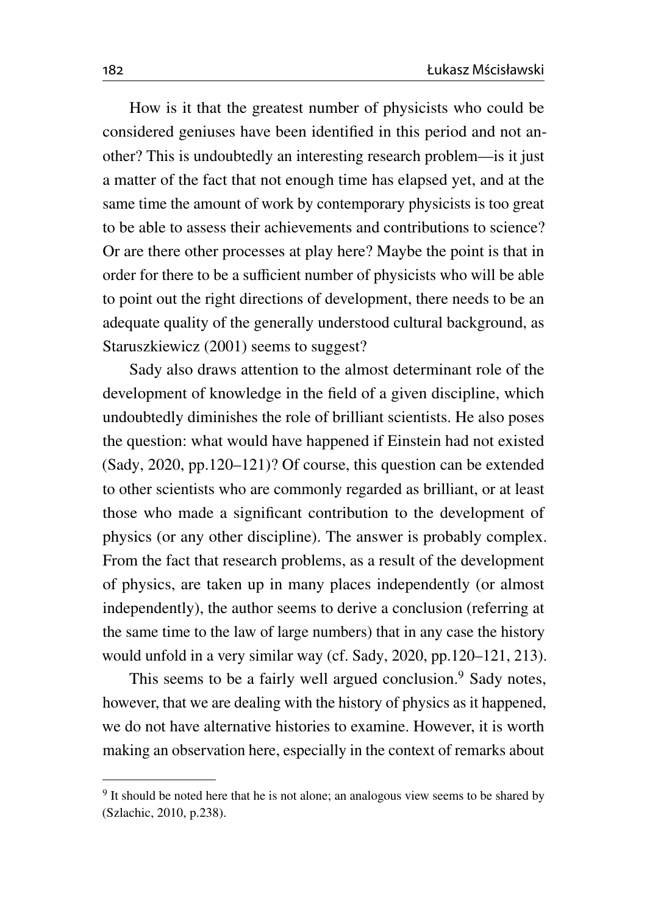How is it that the greatest number of physicists who could be considered geniuses have been identified in this period and not another? This is undoubtedly an interesting research problem—is it just a matter of the fact that not enough time has elapsed yet, and at the same time the amount of work by contemporary physicists is too great to be able to assess their achievements and contributions to science? Or are there other processes at play here? Maybe the point is that in order for there to be a sufficient number of physicists who will be able to point out the right directions of development, there needs to be an adequate quality of the generally understood cultural background, as Staruszkiewicz (2001) seems to suggest?

Sady also draws attention to the almost determinant role of the development of knowledge in the field of a given discipline, which undoubtedly diminishes the role of brilliant scientists. He also poses the question: what would have happened if Einstein had not existed (Sady, 2020, pp.120–121)? Of course, this question can be extended to other scientists who are commonly regarded as brilliant, or at least those who made a significant contribution to the development of physics (or any other discipline). The answer is probably complex. From the fact that research problems, as a result of the development of physics, are taken up in many places independently (or almost independently), the author seems to derive a conclusion (referring at the same time to the law of large numbers) that in any case the history would unfold in a very similar way (cf. Sady, 2020, pp.120–121, 213).

This seems to be a fairly well argued conclusion.[9] Sady notes, however, that we are dealing with the history of physics as it happened, we do not have alternative histories to examine. However, it is worth making an observation here, especially in the context of remarks about

[9] It should be noted here that he is not alone; an analogous view seems to be shared by (Szlachic, 2010, p.238).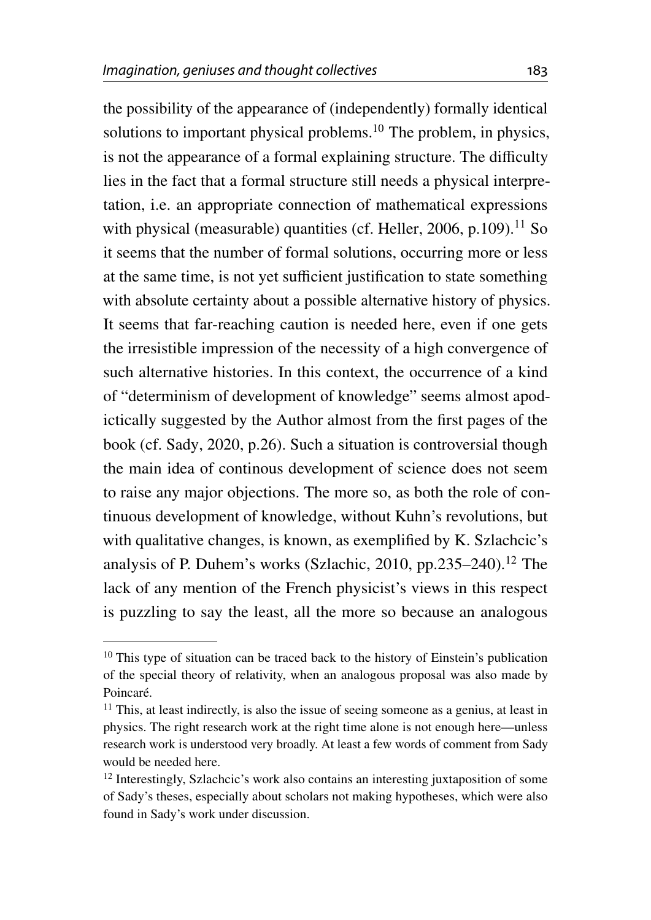the possibility of the appearance of (independently) formally identical solutions to important physical problems.[10] The problem, in physics, is not the appearance of a formal explaining structure. The difficulty lies in the fact that a formal structure still needs a physical interpretation, i.e. an appropriate connection of mathematical expressions with physical (measurable) quantities (cf. Heller, 2006, p.109).[11] So it seems that the number of formal solutions, occurring more or less at the same time, is not yet sufficient justification to state something with absolute certainty about a possible alternative history of physics. It seems that far-reaching caution is needed here, even if one gets the irresistible impression of the necessity of a high convergence of such alternative histories. In this context, the occurrence of a kind of "determinism of development of knowledge" seems almost apodictically suggested by the Author almost from the first pages of the book (cf. Sady, 2020, p.26). Such a situation is controversial though the main idea of continous development of science does not seem to raise any major objections. The more so, as both the role of continuous development of knowledge, without Kuhn's revolutions, but with qualitative changes, is known, as exemplified by K. Szlachcic's analysis of P. Duhem's works (Szlachic, 2010, pp.235–240).[12] The lack of any mention of the French physicist's views in this respect is puzzling to say the least, all the more so because an analogous

[10] This type of situation can be traced back to the history of Einstein's publication of the special theory of relativity, when an analogous proposal was also made by Poincaré.

[11] This, at least indirectly, is also the issue of seeing someone as a genius, at least in physics. The right research work at the right time alone is not enough here—unless research work is understood very broadly. At least a few words of comment from Sady would be needed here.

[12] Interestingly, Szlachcic's work also contains an interesting juxtaposition of some of Sady's theses, especially about scholars not making hypotheses, which were also found in Sady's work under discussion.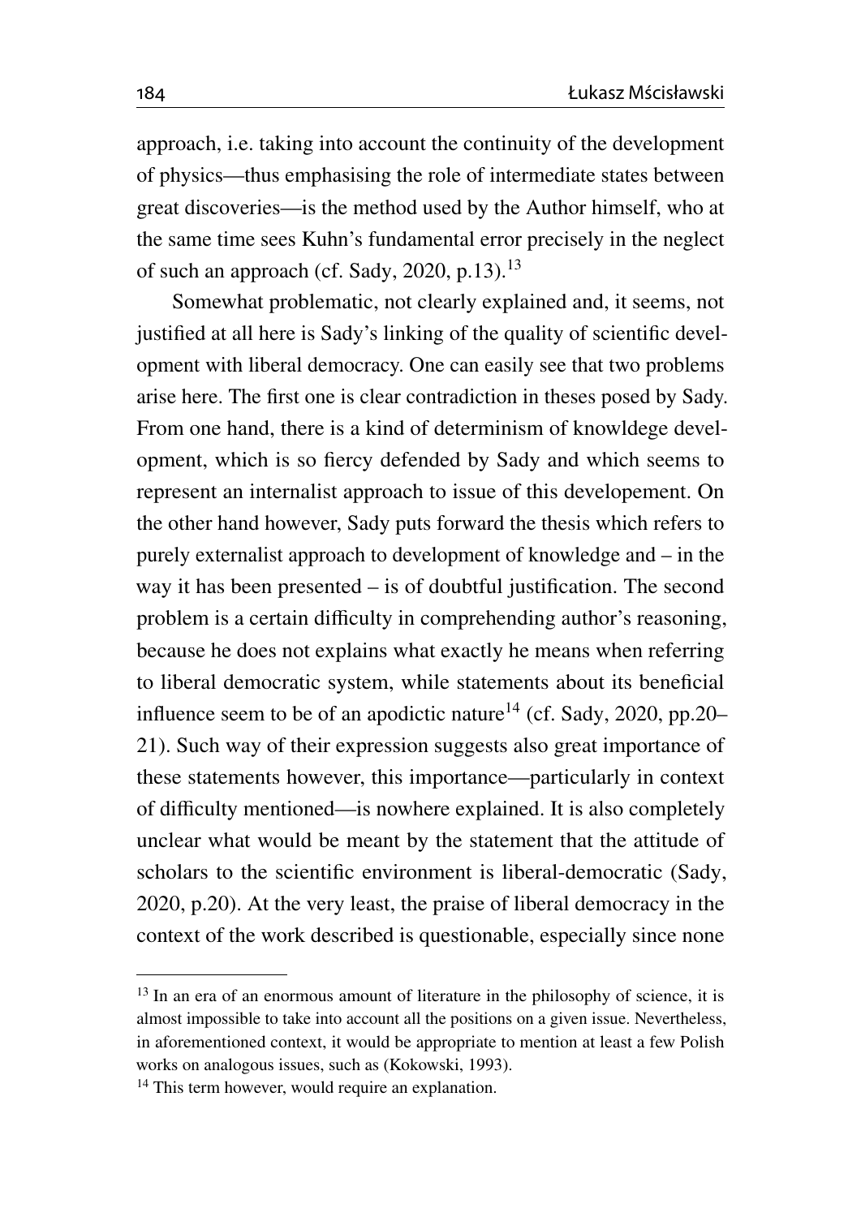approach, i.e. taking into account the continuity of the development of physics—thus emphasising the role of intermediate states between great discoveries—is the method used by the Author himself, who at the same time sees Kuhn's fundamental error precisely in the neglect of such an approach (cf. Sady, 2020, p.13).[13]

Somewhat problematic, not clearly explained and, it seems, not justified at all here is Sady's linking of the quality of scientific development with liberal democracy. One can easily see that two problems arise here. The first one is clear contradiction in theses posed by Sady. From one hand, there is a kind of determinism of knowldege development, which is so fiercy defended by Sady and which seems to represent an internalist approach to issue of this developement. On the other hand however, Sady puts forward the thesis which refers to purely externalist approach to development of knowledge and – in the way it has been presented – is of doubtful justification. The second problem is a certain difficulty in comprehending author's reasoning, because he does not explains what exactly he means when referring to liberal democratic system, while statements about its beneficial influence seem to be of an apodictic nature[14] (cf. Sady, 2020, pp.20–21). Such way of their expression suggests also great importance of these statements however, this importance—particularly in context of difficulty mentioned—is nowhere explained. It is also completely unclear what would be meant by the statement that the attitude of scholars to the scientific environment is liberal-democratic (Sady, 2020, p.20). At the very least, the praise of liberal democracy in the context of the work described is questionable, especially since none

[13] In an era of an enormous amount of literature in the philosophy of science, it is almost impossible to take into account all the positions on a given issue. Nevertheless, in aforementioned context, it would be appropriate to mention at least a few Polish works on analogous issues, such as (Kokowski, 1993).

[14] This term however, would require an explanation.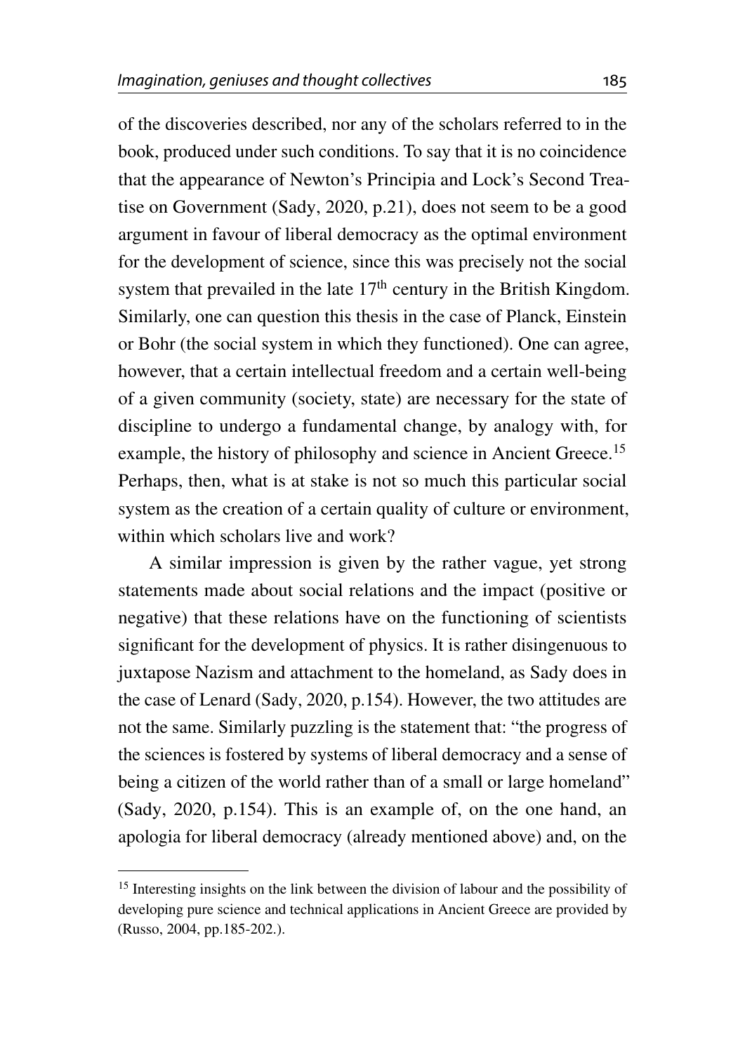of the discoveries described, nor any of the scholars referred to in the book, produced under such conditions. To say that it is no coincidence that the appearance of Newton's Principia and Lock's Second Treatise on Government (Sady, 2020, p.21), does not seem to be a good argument in favour of liberal democracy as the optimal environment for the development of science, since this was precisely not the social system that prevailed in the late 17th century in the British Kingdom. Similarly, one can question this thesis in the case of Planck, Einstein or Bohr (the social system in which they functioned). One can agree, however, that a certain intellectual freedom and a certain well-being of a given community (society, state) are necessary for the state of discipline to undergo a fundamental change, by analogy with, for example, the history of philosophy and science in Ancient Greece.[15] Perhaps, then, what is at stake is not so much this particular social system as the creation of a certain quality of culture or environment, within which scholars live and work?

A similar impression is given by the rather vague, yet strong statements made about social relations and the impact (positive or negative) that these relations have on the functioning of scientists significant for the development of physics. It is rather disingenuous to juxtapose Nazism and attachment to the homeland, as Sady does in the case of Lenard (Sady, 2020, p.154). However, the two attitudes are not the same. Similarly puzzling is the statement that: "the progress of the sciences is fostered by systems of liberal democracy and a sense of being a citizen of the world rather than of a small or large homeland" (Sady, 2020, p.154). This is an example of, on the one hand, an apologia for liberal democracy (already mentioned above) and, on the

[15] Interesting insights on the link between the division of labour and the possibility of developing pure science and technical applications in Ancient Greece are provided by (Russo, 2004, pp.185-202.).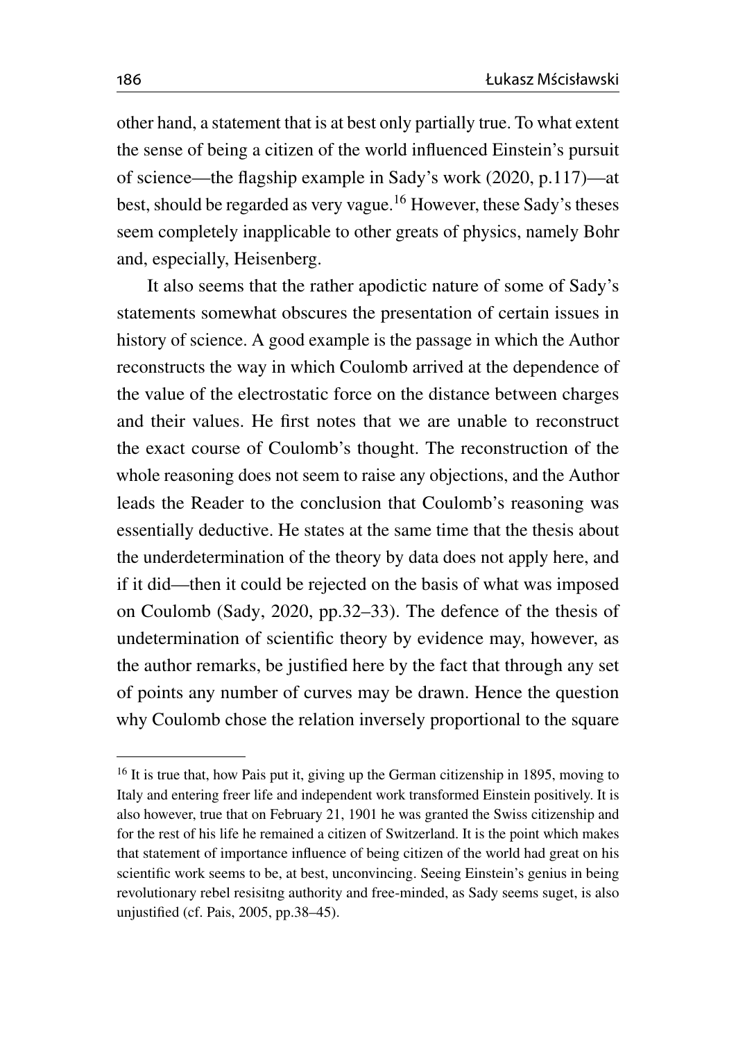other hand, a statement that is at best only partially true. To what extent the sense of being a citizen of the world influenced Einstein's pursuit of science—the flagship example in Sady's work (2020, p.117)—at best, should be regarded as very vague.[16] However, these Sady's theses seem completely inapplicable to other greats of physics, namely Bohr and, especially, Heisenberg.

It also seems that the rather apodictic nature of some of Sady's statements somewhat obscures the presentation of certain issues in history of science. A good example is the passage in which the Author reconstructs the way in which Coulomb arrived at the dependence of the value of the electrostatic force on the distance between charges and their values. He first notes that we are unable to reconstruct the exact course of Coulomb's thought. The reconstruction of the whole reasoning does not seem to raise any objections, and the Author leads the Reader to the conclusion that Coulomb's reasoning was essentially deductive. He states at the same time that the thesis about the underdetermination of the theory by data does not apply here, and if it did—then it could be rejected on the basis of what was imposed on Coulomb (Sady, 2020, pp.32–33). The defence of the thesis of undetermination of scientific theory by evidence may, however, as the author remarks, be justified here by the fact that through any set of points any number of curves may be drawn. Hence the question why Coulomb chose the relation inversely proportional to the square

---

[16] It is true that, how Pais put it, giving up the German citizenship in 1895, moving to Italy and entering freer life and independent work transformed Einstein positively. It is also however, true that on February 21, 1901 he was granted the Swiss citizenship and for the rest of his life he remained a citizen of Switzerland. It is the point which makes that statement of importance influence of being citizen of the world had great on his scientific work seems to be, at best, unconvincing. Seeing Einstein's genius in being revolutionary rebel resisitng authority and free-minded, as Sady seems suget, is also unjustified (cf. Pais, 2005, pp.38–45).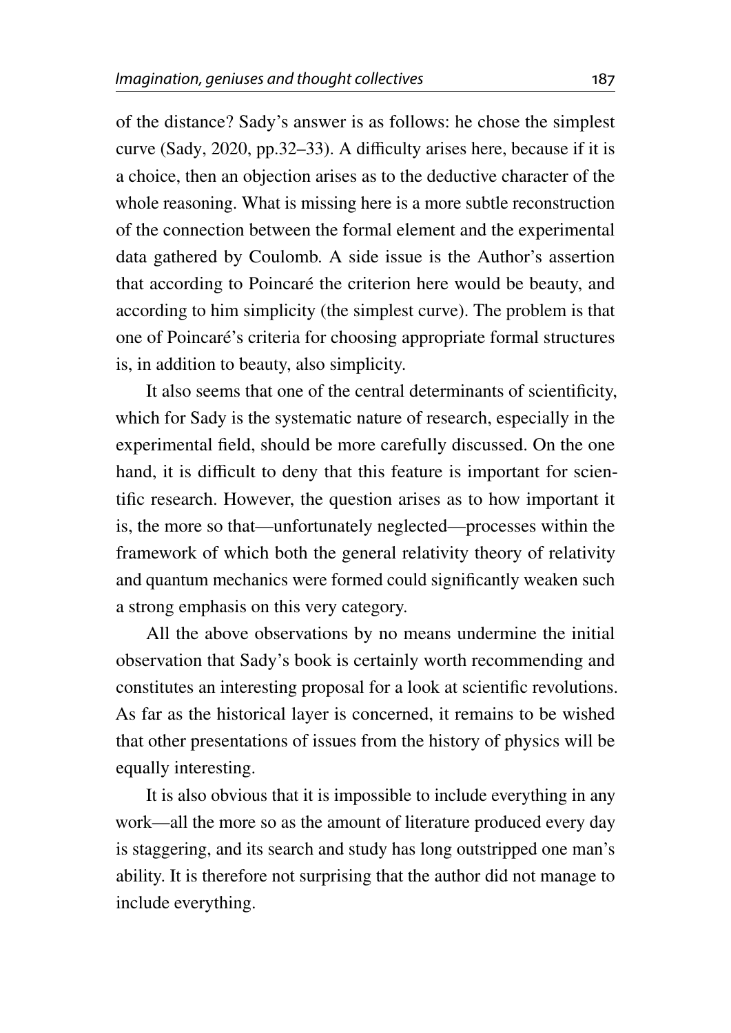of the distance? Sady's answer is as follows: he chose the simplest curve (Sady, 2020, pp.32–33). A difficulty arises here, because if it is a choice, then an objection arises as to the deductive character of the whole reasoning. What is missing here is a more subtle reconstruction of the connection between the formal element and the experimental data gathered by Coulomb. A side issue is the Author's assertion that according to Poincaré the criterion here would be beauty, and according to him simplicity (the simplest curve). The problem is that one of Poincaré's criteria for choosing appropriate formal structures is, in addition to beauty, also simplicity.

It also seems that one of the central determinants of scientificity, which for Sady is the systematic nature of research, especially in the experimental field, should be more carefully discussed. On the one hand, it is difficult to deny that this feature is important for scientific research. However, the question arises as to how important it is, the more so that—unfortunately neglected—processes within the framework of which both the general relativity theory of relativity and quantum mechanics were formed could significantly weaken such a strong emphasis on this very category.

All the above observations by no means undermine the initial observation that Sady's book is certainly worth recommending and constitutes an interesting proposal for a look at scientific revolutions. As far as the historical layer is concerned, it remains to be wished that other presentations of issues from the history of physics will be equally interesting.

It is also obvious that it is impossible to include everything in any work—all the more so as the amount of literature produced every day is staggering, and its search and study has long outstripped one man's ability. It is therefore not surprising that the author did not manage to include everything.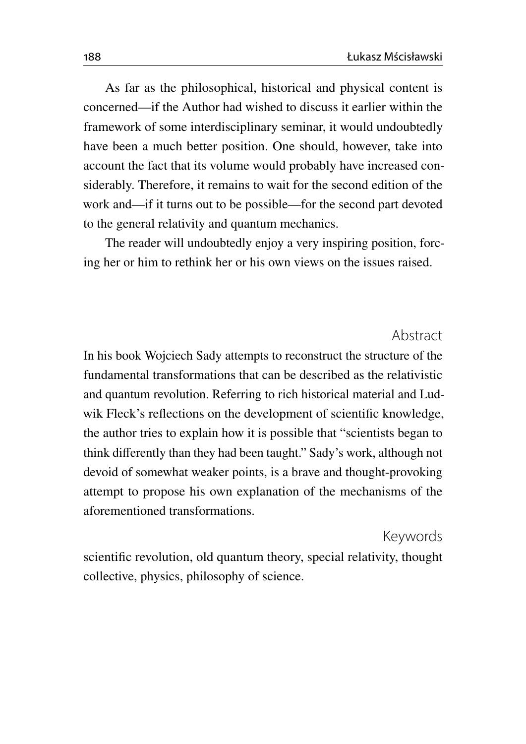As far as the philosophical, historical and physical content is concerned—if the Author had wished to discuss it earlier within the framework of some interdisciplinary seminar, it would undoubtedly have been a much better position. One should, however, take into account the fact that its volume would probably have increased considerably. Therefore, it remains to wait for the second edition of the work and—if it turns out to be possible—for the second part devoted to the general relativity and quantum mechanics.

The reader will undoubtedly enjoy a very inspiring position, forcing her or him to rethink her or his own views on the issues raised.

## Abstract

In his book Wojciech Sady attempts to reconstruct the structure of the fundamental transformations that can be described as the relativistic and quantum revolution. Referring to rich historical material and Ludwik Fleck's reflections on the development of scientific knowledge, the author tries to explain how it is possible that "scientists began to think differently than they had been taught." Sady's work, although not devoid of somewhat weaker points, is a brave and thought-provoking attempt to propose his own explanation of the mechanisms of the aforementioned transformations.

## Keywords

scientific revolution, old quantum theory, special relativity, thought collective, physics, philosophy of science.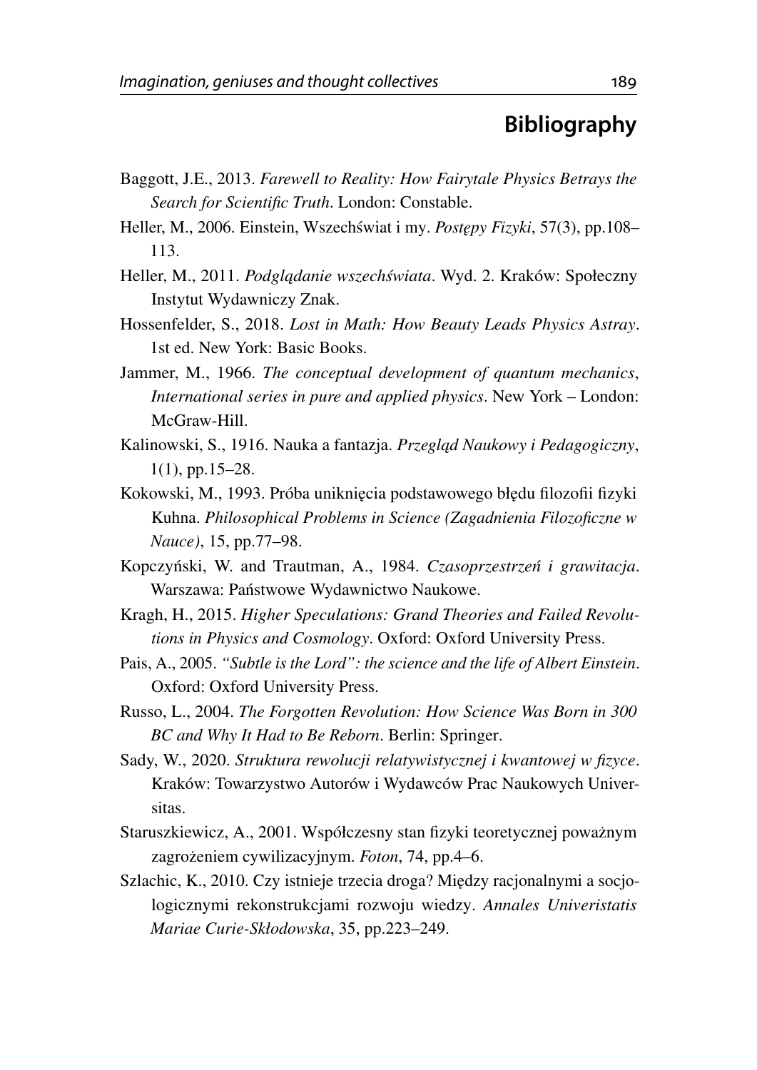## Bibliography

Baggott, J.E., 2013. *Farewell to Reality: How Fairytale Physics Betrays the Search for Scientific Truth*. London: Constable.

Heller, M., 2006. Einstein, Wszechświat i my. *Postępy Fizyki*, 57(3), pp.108–113.

Heller, M., 2011. *Podglądanie wszechświata*. Wyd. 2. Kraków: Społeczny Instytut Wydawniczy Znak.

Hossenfelder, S., 2018. *Lost in Math: How Beauty Leads Physics Astray*. 1st ed. New York: Basic Books.

Jammer, M., 1966. *The conceptual development of quantum mechanics*, *International series in pure and applied physics*. New York – London: McGraw-Hill.

Kalinowski, S., 1916. Nauka a fantazja. *Przegląd Naukowy i Pedagogiczny*, 1(1), pp.15–28.

Kokowski, M., 1993. Próba uniknięcia podstawowego błędu filozofii fizyki Kuhna. *Philosophical Problems in Science (Zagadnienia Filozoficzne w Nauce)*, 15, pp.77–98.

Kopczyński, W. and Trautman, A., 1984. *Czasoprzestrzeń i grawitacja*. Warszawa: Państwowe Wydawnictwo Naukowe.

Kragh, H., 2015. *Higher Speculations: Grand Theories and Failed Revolutions in Physics and Cosmology*. Oxford: Oxford University Press.

Pais, A., 2005. *"Subtle is the Lord": the science and the life of Albert Einstein*. Oxford: Oxford University Press.

Russo, L., 2004. *The Forgotten Revolution: How Science Was Born in 300 BC and Why It Had to Be Reborn*. Berlin: Springer.

Sady, W., 2020. *Struktura rewolucji relatywistycznej i kwantowej w fizyce*. Kraków: Towarzystwo Autorów i Wydawców Prac Naukowych Universitas.

Staruszkiewicz, A., 2001. Współczesny stan fizyki teoretycznej poważnym zagrożeniem cywilizacyjnym. *Foton*, 74, pp.4–6.

Szlachic, K., 2010. Czy istnieje trzecia droga? Między racjonalnymi a socjologicznymi rekonstrukcjami rozwoju wiedzy. *Annales Univeristatis Mariae Curie-Skłodowska*, 35, pp.223–249.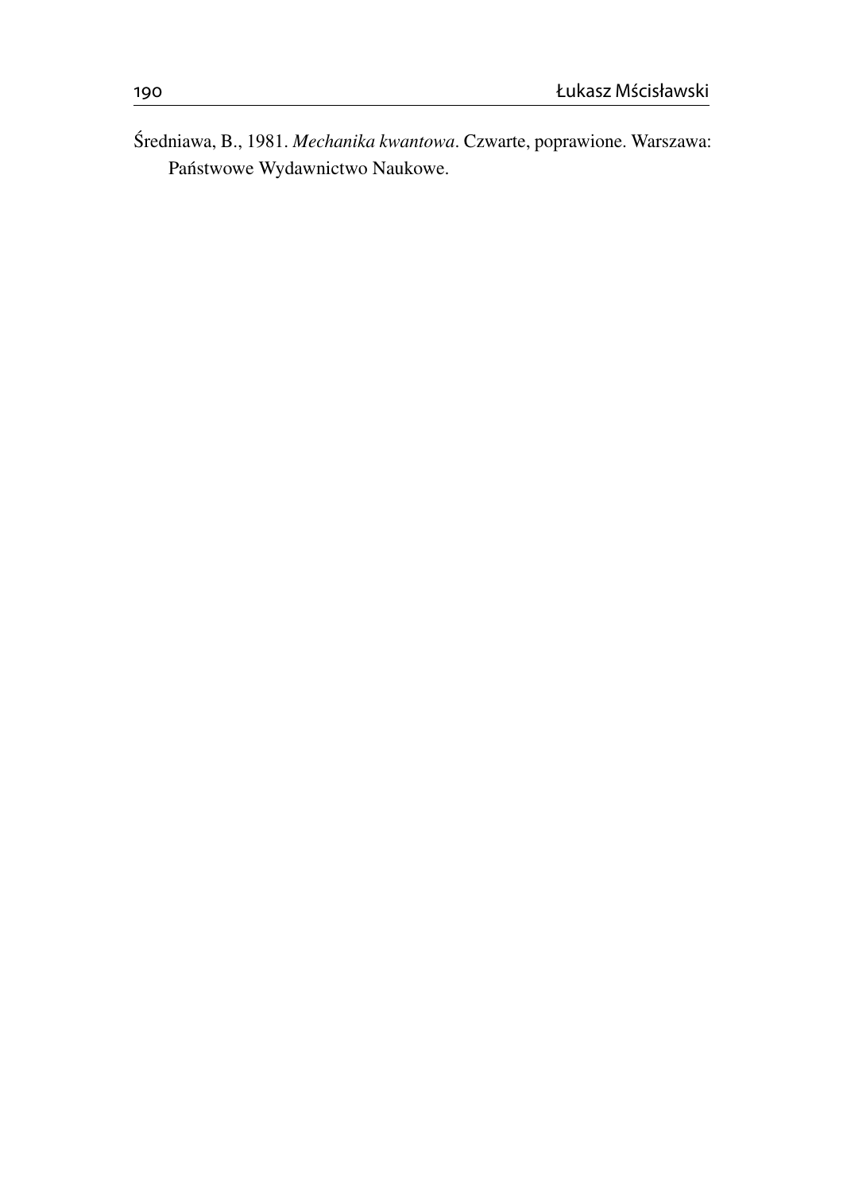Średniawa, B., 1981. *Mechanika kwantowa*. Czwarte, poprawione. Warszawa: Państwowe Wydawnictwo Naukowe.